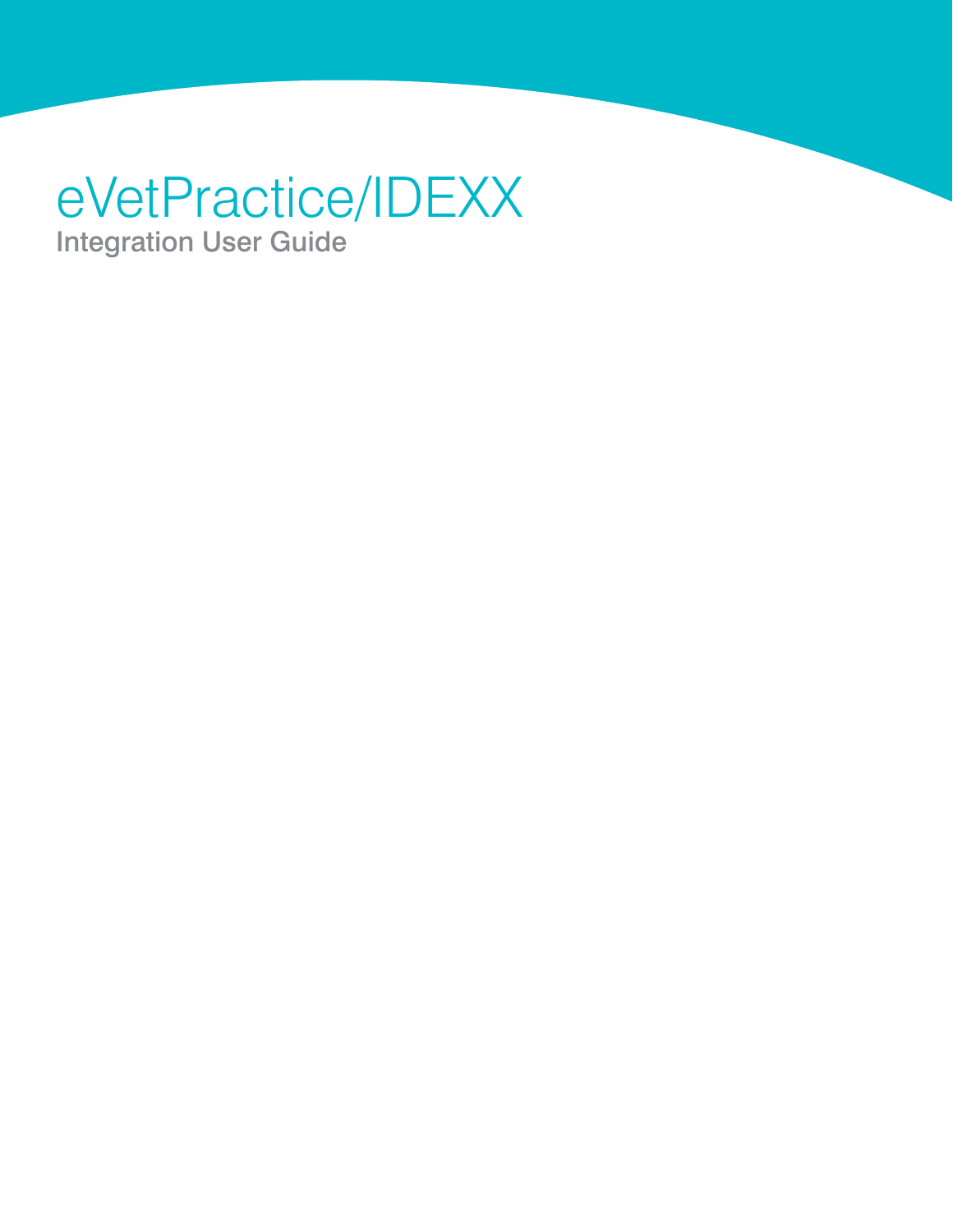# eVetPractice/IDEXX

## Integration User Guide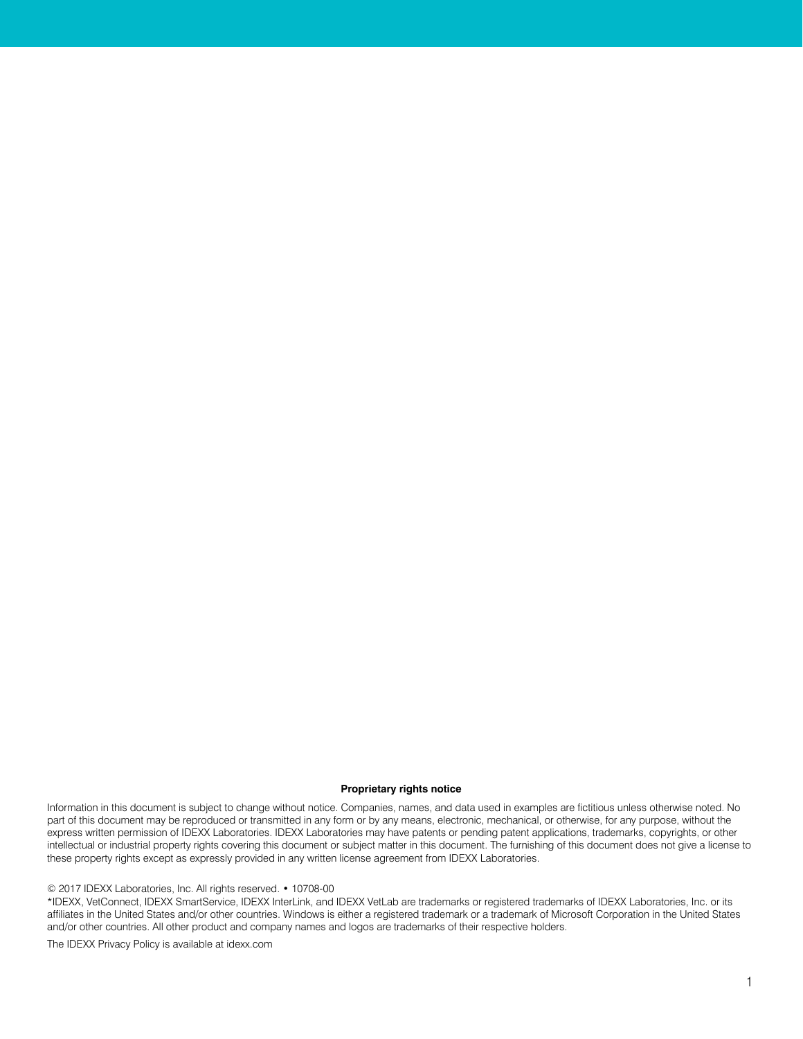**Proprietary rights notice**

Information in this document is subject to change without notice. Companies, names, and data used in examples are fictitious unless otherwise noted. No part of this document may be reproduced or transmitted in any form or by any means, electronic, mechanical, or otherwise, for any purpose, without the express written permission of IDEXX Laboratories. IDEXX Laboratories may have patents or pending patent applications, trademarks, copyrights, or other intellectual or industrial property rights covering this document or subject matter in this document. The furnishing of this document does not give a license to these property rights except as expressly provided in any written license agreement from IDEXX Laboratories.

© 2017 IDEXX Laboratories, Inc. All rights reserved. • 10708-00

*IDEXX, VetConnect, IDEXX SmartService, IDEXX InterLink, and IDEXX VetLab are trademarks or registered trademarks of IDEXX Laboratories, Inc. or its affiliates in the United States and/or other countries. Windows is either a registered trademark or a trademark of Microsoft Corporation in the United States and/or other countries. All other product and company names and logos are trademarks of their respective holders.

The IDEXX Privacy Policy is available at idexx.com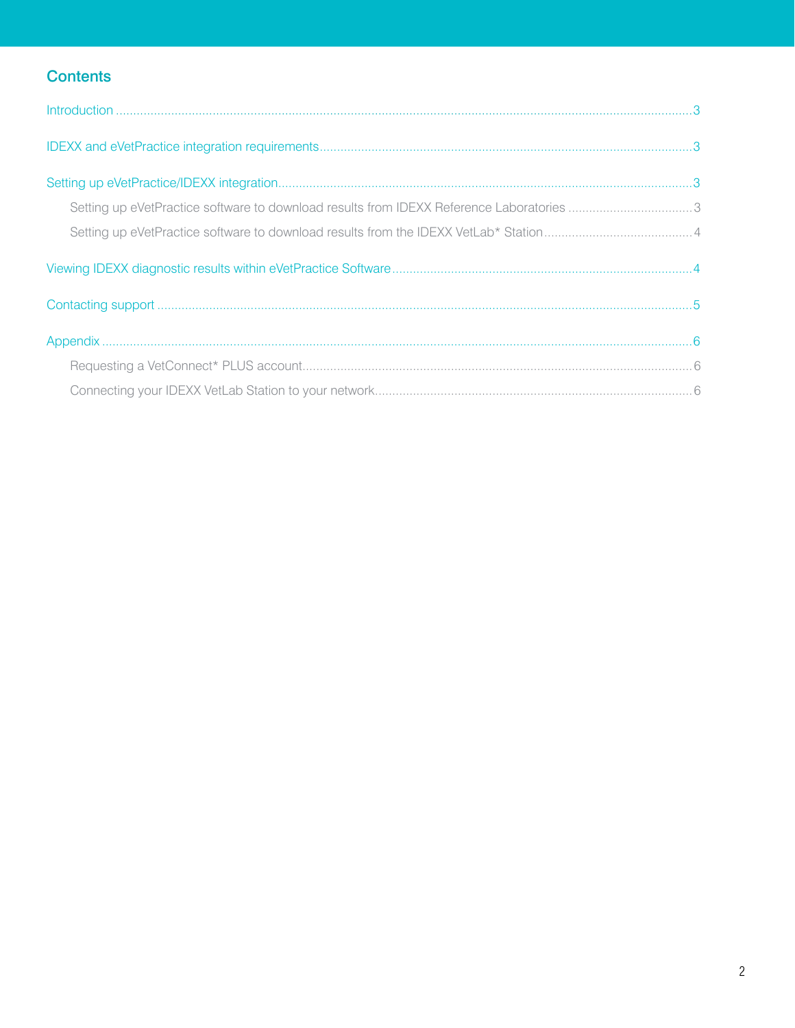## Contents

Introduction ........................................................................................................................................................ 3

IDEXX and eVetPractice integration requirements ........................................................................................... 3

Setting up eVetPractice/IDEXX integration ....................................................................................................... 3

- Setting up eVetPractice software to download results from IDEXX Reference Laboratories ..................................... 3
- Setting up eVetPractice software to download results from the IDEXX VetLab* Station ............................................ 4

Viewing IDEXX diagnostic results within eVetPractice Software ...................................................................... 4

Contacting support ............................................................................................................................................ 5

Appendix ............................................................................................................................................................ 6

- Requesting a VetConnect* PLUS account ................................................................................................................ 6
- Connecting your IDEXX VetLab Station to your network ........................................................................................... 6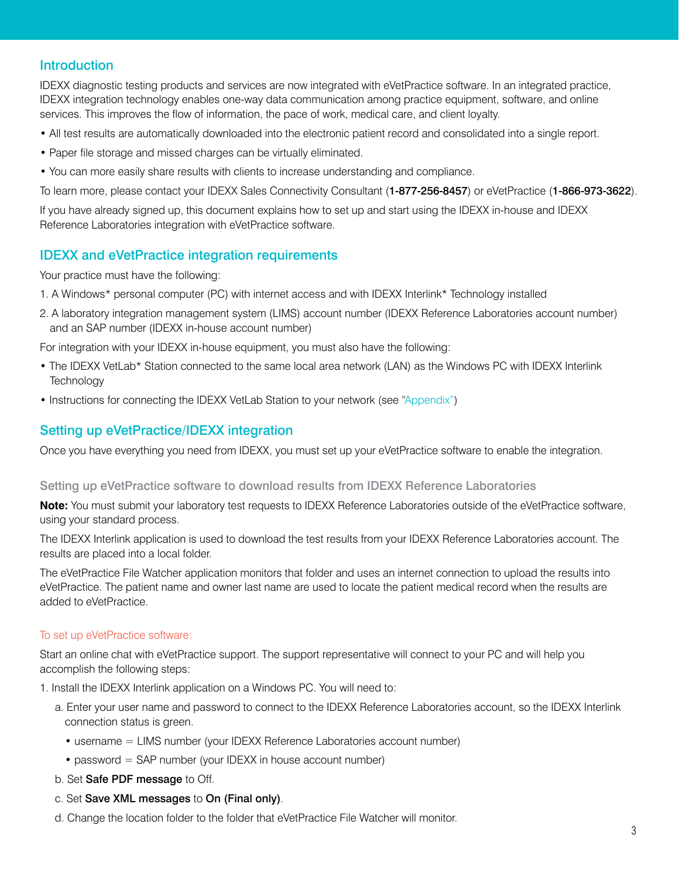## Introduction

IDEXX diagnostic testing products and services are now integrated with eVetPractice software. In an integrated practice, IDEXX integration technology enables one-way data communication among practice equipment, software, and online services. This improves the flow of information, the pace of work, medical care, and client loyalty.

- All test results are automatically downloaded into the electronic patient record and consolidated into a single report.
- Paper file storage and missed charges can be virtually eliminated.
- You can more easily share results with clients to increase understanding and compliance.

To learn more, please contact your IDEXX Sales Connectivity Consultant (**1-877-256-8457**) or eVetPractice (**1-866-973-3622**).

If you have already signed up, this document explains how to set up and start using the IDEXX in-house and IDEXX Reference Laboratories integration with eVetPractice software.

## IDEXX and eVetPractice integration requirements

Your practice must have the following:

1. A Windows* personal computer (PC) with internet access and with IDEXX Interlink* Technology installed
2. A laboratory integration management system (LIMS) account number (IDEXX Reference Laboratories account number) and an SAP number (IDEXX in-house account number)

For integration with your IDEXX in-house equipment, you must also have the following:

- The IDEXX VetLab* Station connected to the same local area network (LAN) as the Windows PC with IDEXX Interlink Technology
- Instructions for connecting the IDEXX VetLab Station to your network (see "Appendix")

## Setting up eVetPractice/IDEXX integration

Once you have everything you need from IDEXX, you must set up your eVetPractice software to enable the integration.

### Setting up eVetPractice software to download results from IDEXX Reference Laboratories

**Note:** You must submit your laboratory test requests to IDEXX Reference Laboratories outside of the eVetPractice software, using your standard process.

The IDEXX Interlink application is used to download the test results from your IDEXX Reference Laboratories account. The results are placed into a local folder.

The eVetPractice File Watcher application monitors that folder and uses an internet connection to upload the results into eVetPractice. The patient name and owner last name are used to locate the patient medical record when the results are added to eVetPractice.

#### To set up eVetPractice software:

Start an online chat with eVetPractice support. The support representative will connect to your PC and will help you accomplish the following steps:

1. Install the IDEXX Interlink application on a Windows PC. You will need to:
   a. Enter your user name and password to connect to the IDEXX Reference Laboratories account, so the IDEXX Interlink connection status is green.
      - username = LIMS number (your IDEXX Reference Laboratories account number)
      - password = SAP number (your IDEXX in house account number)

   b. Set **Safe PDF message** to Off.

   c. Set **Save XML messages** to **On (Final only)**.

   d. Change the location folder to the folder that eVetPractice File Watcher will monitor.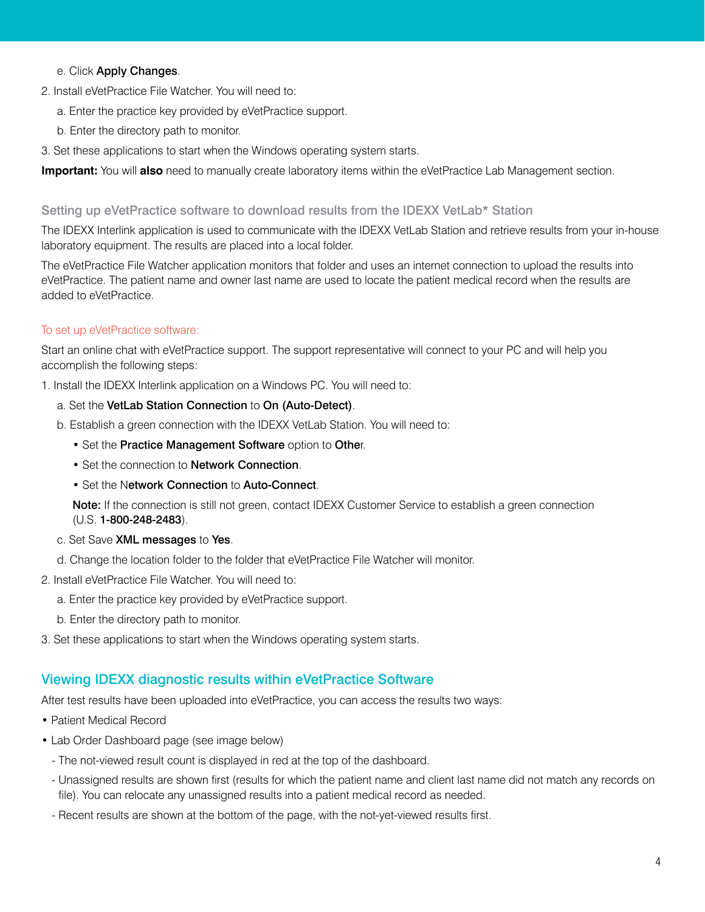e. Click **Apply Changes**.

2. Install eVetPractice File Watcher. You will need to:

   a. Enter the practice key provided by eVetPractice support.

   b. Enter the directory path to monitor.

3. Set these applications to start when the Windows operating system starts.

**Important:** You will **also** need to manually create laboratory items within the eVetPractice Lab Management section.

### Setting up eVetPractice software to download results from the IDEXX VetLab* Station

The IDEXX Interlink application is used to communicate with the IDEXX VetLab Station and retrieve results from your in-house laboratory equipment. The results are placed into a local folder.

The eVetPractice File Watcher application monitors that folder and uses an internet connection to upload the results into eVetPractice. The patient name and owner last name are used to locate the patient medical record when the results are added to eVetPractice.

#### To set up eVetPractice software:

Start an online chat with eVetPractice support. The support representative will connect to your PC and will help you accomplish the following steps:

1. Install the IDEXX Interlink application on a Windows PC. You will need to:

   a. Set the **VetLab Station Connection** to **On (Auto-Detect)**.

   b. Establish a green connection with the IDEXX VetLab Station. You will need to:

   - Set the **Practice Management Software** option to **Othe**r.
   - Set the connection to **Network Connection**.
   - Set the N**etwork Connection** to **Auto-Connect**.

   **Note:** If the connection is still not green, contact IDEXX Customer Service to establish a green connection (U.S. **1-800-248-2483**).

   c. Set Save **XML messages** to **Yes**.

   d. Change the location folder to the folder that eVetPractice File Watcher will monitor.

2. Install eVetPractice File Watcher. You will need to:

   a. Enter the practice key provided by eVetPractice support.

   b. Enter the directory path to monitor.

3. Set these applications to start when the Windows operating system starts.

## Viewing IDEXX diagnostic results within eVetPractice Software

After test results have been uploaded into eVetPractice, you can access the results two ways:

- Patient Medical Record
- Lab Order Dashboard page (see image below)
  - The not-viewed result count is displayed in red at the top of the dashboard.
  - Unassigned results are shown first (results for which the patient name and client last name did not match any records on file). You can relocate any unassigned results into a patient medical record as needed.
  - Recent results are shown at the bottom of the page, with the not-yet-viewed results first.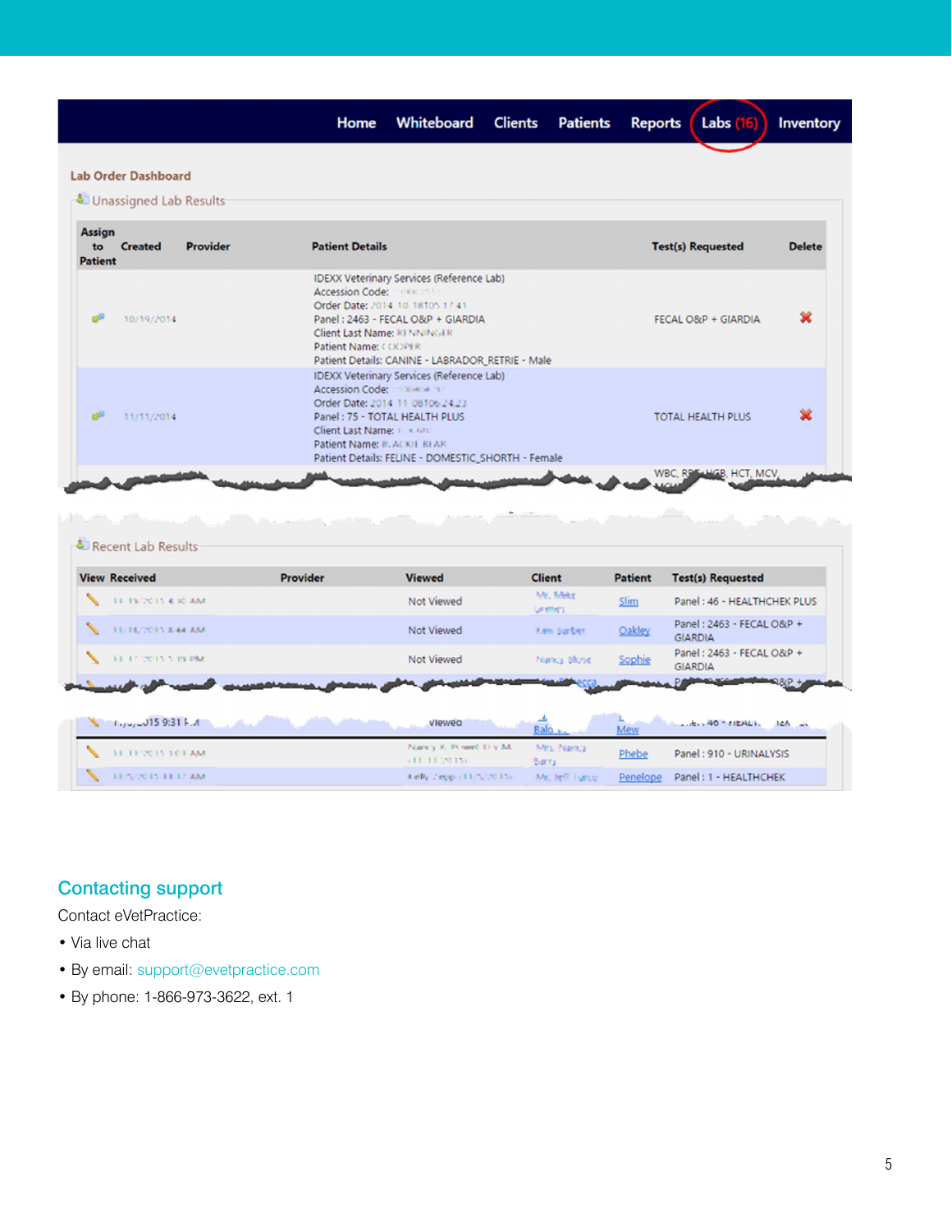Home | Whiteboard | Clients | Patients | Reports | Labs (16) | Inventory

Lab Order Dashboard

Unassigned Lab Results

| Assign to Patient | Created | Provider | Patient Details | Test(s) Requested | Delete |
|---|---|---|---|---|---|
| | 10/19/2014 | | IDEXX Veterinary Services (Reference Lab) Accession Code: Order Date: 2014 10 18T05 17 41 Panel : 2463 - FECAL O&P + GIARDIA Client Last Name: Patient Name: Patient Details: CANINE - LABRADOR_RETRIE - Male | FECAL O&P + GIARDIA | |
| | 11/11/2014 | | IDEXX Veterinary Services (Reference Lab) Accession Code: Order Date: 2014 11 08T06 24 23 Panel : 75 - TOTAL HEALTH PLUS Client Last Name: Patient Name: Patient Details: FELINE - DOMESTIC_SHORTH - Female | TOTAL HEALTH PLUS | |

Recent Lab Results

| View | Received | Provider | Viewed | Client | Patient | Test(s) Requested |
|---|---|---|---|---|---|---|
| | | | Not Viewed | | Slim | Panel : 46 - HEALTHCHEK PLUS |
| | | | Not Viewed | | Oakley | Panel : 2463 - FECAL O&P + GIARDIA |
| | | | Not Viewed | | Sophie | Panel : 2463 - FECAL O&P + GIARDIA |
| | | | | | Phebe | Panel : 910 - URINALYSIS |
| | | | | | Penelope | Panel : 1 - HEALTHCHEK |

## Contacting support

Contact eVetPractice:

- Via live chat
- By email: support@evetpractice.com
- By phone: 1-866-973-3622, ext. 1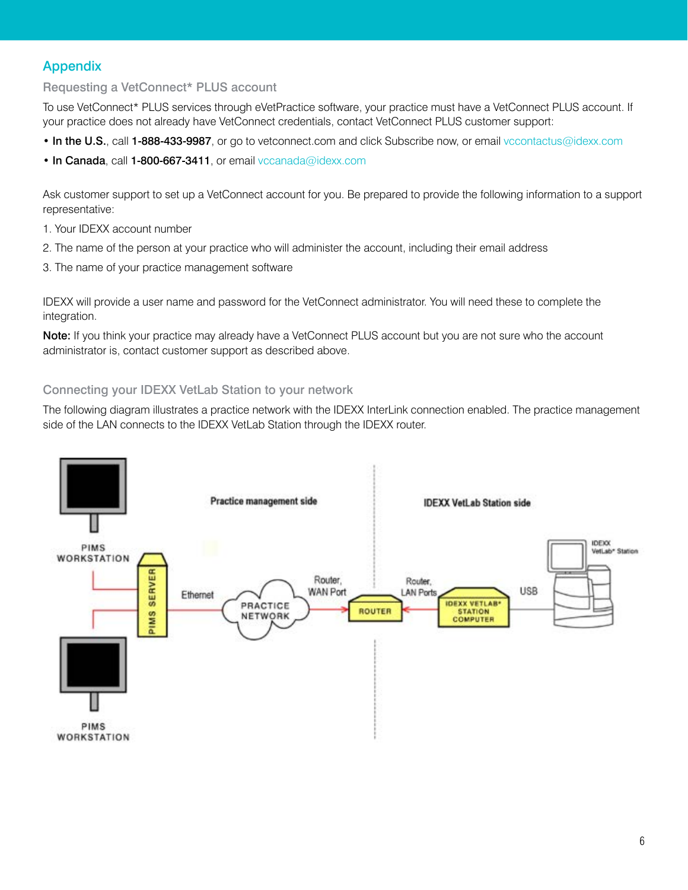## Appendix

### Requesting a VetConnect* PLUS account

To use VetConnect* PLUS services through eVetPractice software, your practice must have a VetConnect PLUS account. If your practice does not already have VetConnect credentials, contact VetConnect PLUS customer support:

- **In the U.S.**, call **1-888-433-9987**, or go to vetconnect.com and click Subscribe now, or email vccontactus@idexx.com
- **In Canada**, call **1-800-667-3411**, or email vccanada@idexx.com

Ask customer support to set up a VetConnect account for you. Be prepared to provide the following information to a support representative:

1. Your IDEXX account number
2. The name of the person at your practice who will administer the account, including their email address
3. The name of your practice management software

IDEXX will provide a user name and password for the VetConnect administrator. You will need these to complete the integration.

**Note:** If you think your practice may already have a VetConnect PLUS account but you are not sure who the account administrator is, contact customer support as described above.

### Connecting your IDEXX VetLab Station to your network

The following diagram illustrates a practice network with the IDEXX InterLink connection enabled. The practice management side of the LAN connects to the IDEXX VetLab Station through the IDEXX router.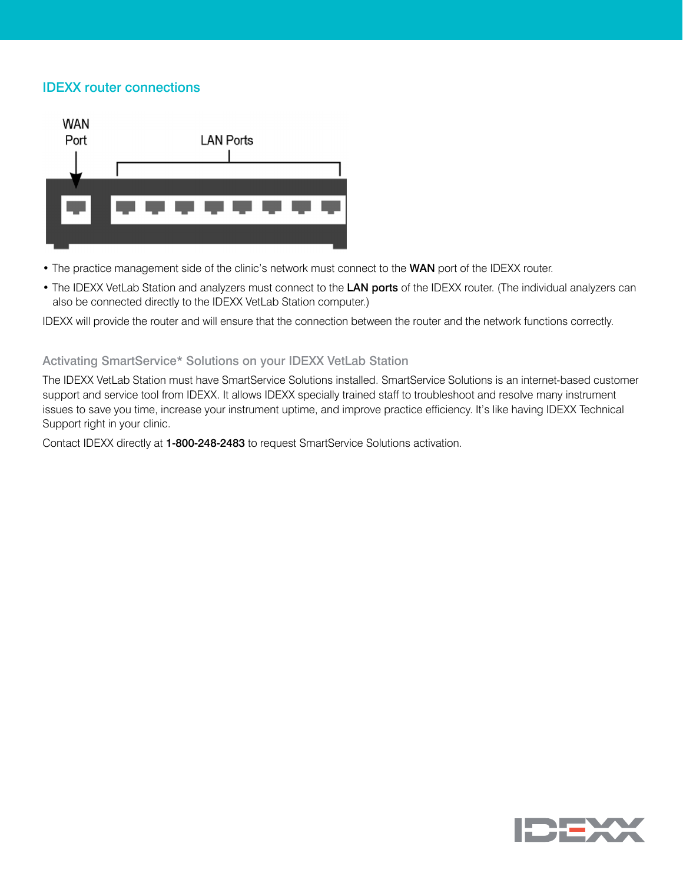## IDEXX router connections

WAN Port

LAN Ports

- The practice management side of the clinic's network must connect to the **WAN** port of the IDEXX router.
- The IDEXX VetLab Station and analyzers must connect to the **LAN ports** of the IDEXX router. (The individual analyzers can also be connected directly to the IDEXX VetLab Station computer.)

IDEXX will provide the router and will ensure that the connection between the router and the network functions correctly.

### Activating SmartService* Solutions on your IDEXX VetLab Station

The IDEXX VetLab Station must have SmartService Solutions installed. SmartService Solutions is an internet-based customer support and service tool from IDEXX. It allows IDEXX specially trained staff to troubleshoot and resolve many instrument issues to save you time, increase your instrument uptime, and improve practice efficiency. It's like having IDEXX Technical Support right in your clinic.

Contact IDEXX directly at **1-800-248-2483** to request SmartService Solutions activation.